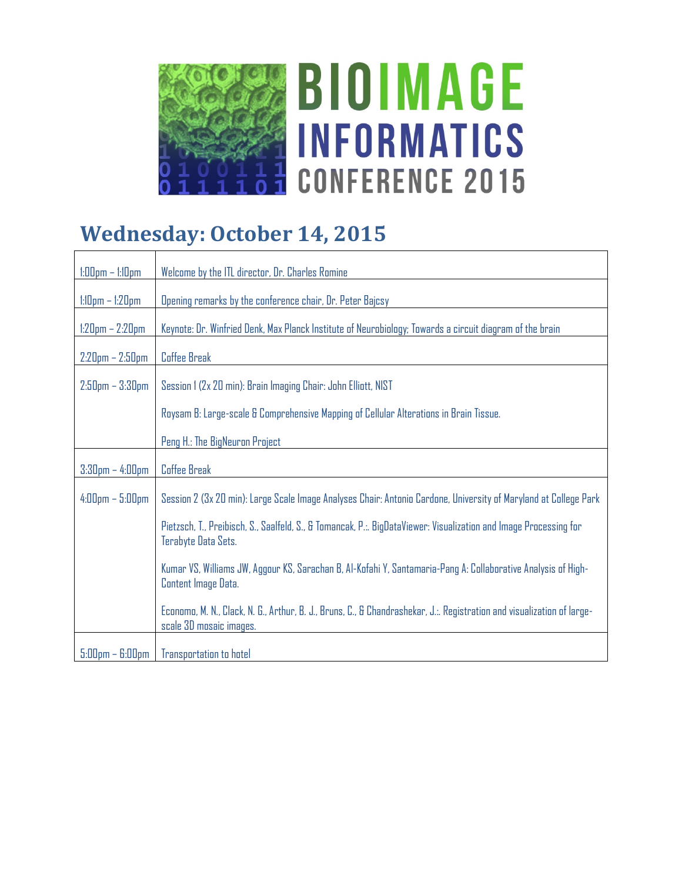# BIOIMAGE INFORMATICS CONFERENCE 2015

## Wednesday: October 14, 2015

| | |
|---|---|
| 1:00pm – 1:10pm | Welcome by the ITL director, Dr. Charles Romine |
| 1:10pm – 1:20pm | Opening remarks by the conference chair, Dr. Peter Bajcsy |
| 1:20pm – 2:20pm | Keynote: Dr. Winfried Denk, Max Planck Institute of Neurobiology; Towards a circuit diagram of the brain |
| 2:20pm – 2:50pm | Coffee Break |
| 2:50pm – 3:30pm | Session 1 (2x 20 min): Brain Imaging Chair: John Elliott, NIST<br><br>Roysam B: Large-scale & Comprehensive Mapping of Cellular Alterations in Brain Tissue.<br><br>Peng H.: The BigNeuron Project |
| 3:30pm – 4:00pm | Coffee Break |
| 4:00pm – 5:00pm | Session 2 (3x 20 min): Large Scale Image Analyses Chair: Antonio Cardone, University of Maryland at College Park<br><br>Pietzsch, T., Preibisch, S., Saalfeld, S., & Tomancak, P.:. BigDataViewer: Visualization and Image Processing for Terabyte Data Sets.<br><br>Kumar VS, Williams JW, Aggour KS, Sarachan B, Al-Kofahi Y, Santamaria-Pang A: Collaborative Analysis of High-Content Image Data.<br><br>Economo, M. N., Clack, N. G., Arthur, B. J., Bruns, C., & Chandrashekar, J.:. Registration and visualization of large-scale 3D mosaic images. |
| 5:00pm – 6:00pm | Transportation to hotel |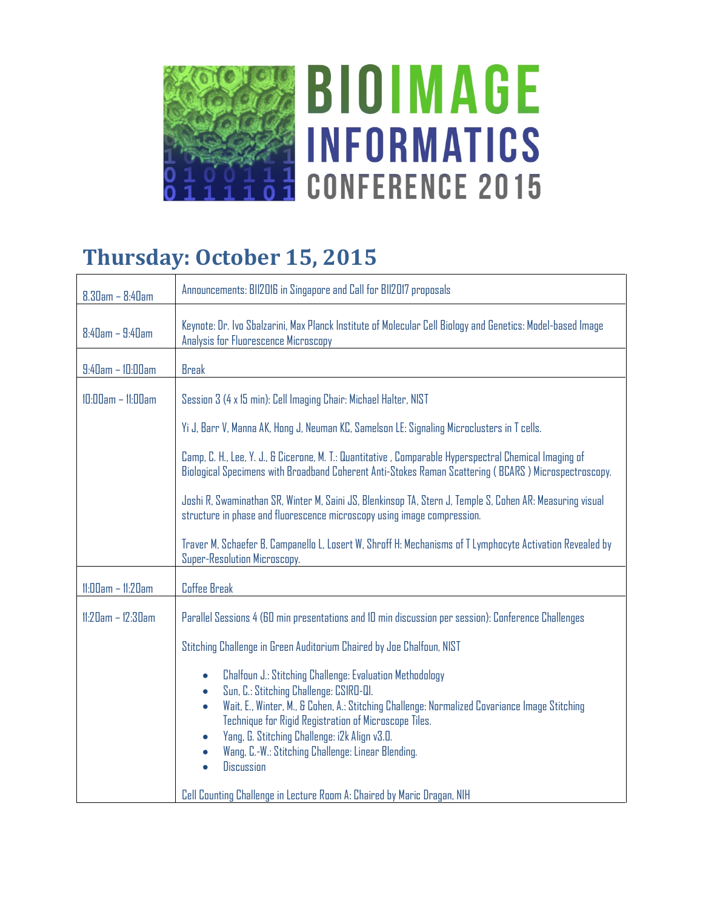# BIOIMAGE INFORMATICS CONFERENCE 2015

## Thursday: October 15, 2015

| | |
|---|---|
| 8.30am – 8:40am | Announcements: BII2016 in Singapore and Call for BII2017 proposals |
| 8:40am – 9:40am | Keynote: Dr. Ivo Sbalzarini, Max Planck Institute of Molecular Cell Biology and Genetics: Model-based Image Analysis for Fluorescence Microscopy |
| 9:40am – 10:00am | Break |
| 10:00am – 11:00am | Session 3 (4 x 15 min): Cell Imaging Chair: Michael Halter, NIST<br><br>Yi J, Barr V, Manna AK, Hong J, Neuman KC, Samelson LE: Signaling Microclusters in T cells.<br><br>Camp, C. H., Lee, Y. J., & Cicerone, M. T.: Quantitative , Comparable Hyperspectral Chemical Imaging of Biological Specimens with Broadband Coherent Anti-Stokes Raman Scattering ( BCARS ) Microspectroscopy.<br><br>Joshi R, Swaminathan SR, Winter M, Saini JS, Blenkinsop TA, Stern J, Temple S, Cohen AR: Measuring visual structure in phase and fluorescence microscopy using image compression.<br><br>Traver M, Schaefer B, Campanello L, Losert W, Shroff H: Mechanisms of T Lymphocyte Activation Revealed by Super-Resolution Microscopy. |
| 11:00am – 11:20am | Coffee Break |
| 11:20am – 12:30am | Parallel Sessions 4 (60 min presentations and 10 min discussion per session): Conference Challenges<br><br>Stitching Challenge in Green Auditorium Chaired by Joe Chalfoun, NIST<br><br>• Chalfoun J.: Stitching Challenge: Evaluation Methodology<br>• Sun, C.: Stitching Challenge: CSIRO-QI.<br>• Wait, E., Winter, M., & Cohen, A.: Stitching Challenge: Normalized Covariance Image Stitching Technique for Rigid Registration of Microscope Tiles.<br>• Yang, G. Stitching Challenge: i2k Align v3.0.<br>• Wang, C.-W.: Stitching Challenge: Linear Blending.<br>• Discussion<br><br>Cell Counting Challenge in Lecture Room A: Chaired by Maric Dragan, NIH |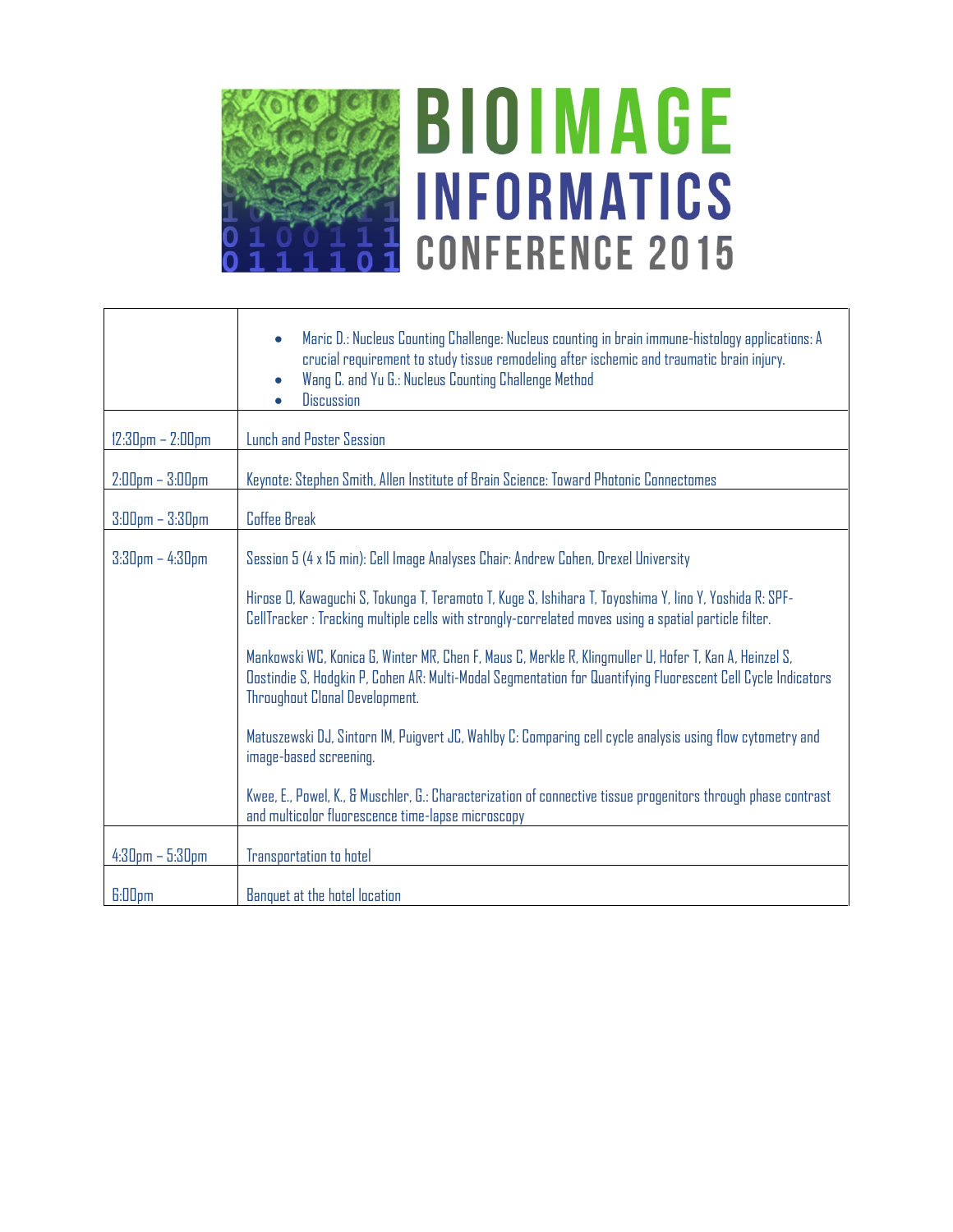# BIOIMAGE INFORMATICS CONFERENCE 2015

| | |
|---|---|
| | • Maric D.: Nucleus Counting Challenge: Nucleus counting in brain immune-histology applications: A crucial requirement to study tissue remodeling after ischemic and traumatic brain injury. <br> • Wang C. and Yu G.: Nucleus Counting Challenge Method <br> • Discussion |
| 12:30pm – 2:00pm | Lunch and Poster Session |
| 2:00pm – 3:00pm | Keynote: Stephen Smith, Allen Institute of Brain Science: Toward Photonic Connectomes |
| 3:00pm – 3:30pm | Coffee Break |
| 3:30pm – 4:30pm | Session 5 (4 x 15 min): Cell Image Analyses Chair: Andrew Cohen, Drexel University <br><br> Hirose O, Kawaguchi S, Tokunga T, Teramoto T, Kuge S, Ishihara T, Toyoshima Y, Iino Y, Yoshida R: SPF-CellTracker : Tracking multiple cells with strongly-correlated moves using a spatial particle filter. <br><br> Mankowski WC, Konica G, Winter MR, Chen F, Maus C, Merkle R, Klingmuller U, Hofer T, Kan A, Heinzel S, Oostindie S, Hodgkin P, Cohen AR: Multi-Modal Segmentation for Quantifying Fluorescent Cell Cycle Indicators Throughout Clonal Development. <br><br> Matuszewski DJ, Sintorn IM, Puigvert JC, Wahlby C: Comparing cell cycle analysis using flow cytometry and image-based screening. <br><br> Kwee, E., Powel, K., & Muschler, G.: Characterization of connective tissue progenitors through phase contrast and multicolor fluorescence time-lapse microscopy |
| 4:30pm – 5:30pm | Transportation to hotel |
| 6:00pm | Banquet at the hotel location |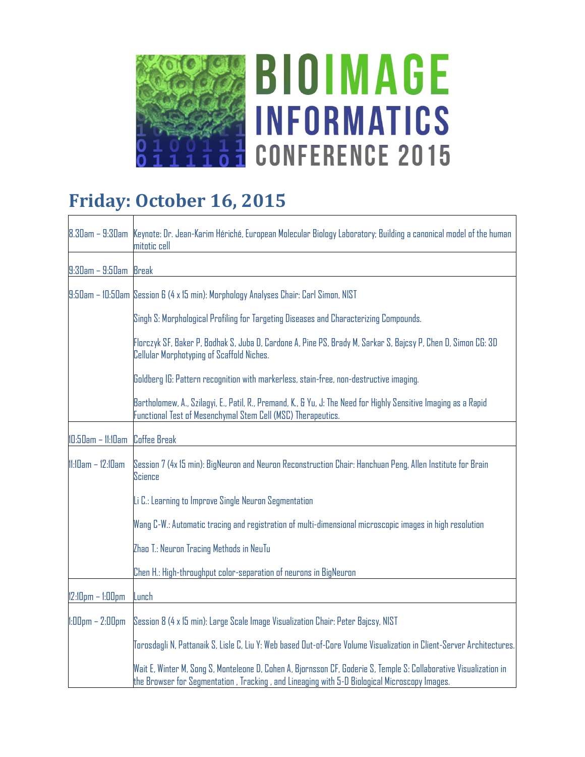# BIOIMAGE INFORMATICS CONFERENCE 2015

## Friday: October 16, 2015

| | |
|---|---|
| 8.30am – 9:30am | Keynote: Dr. Jean-Karim Hériché, European Molecular Biology Laboratory; Building a canonical model of the human mitotic cell |
| 9:30am – 9:50am | Break |
| 9:50am – 10:50am | Session 6 (4 x 15 min): Morphology Analyses Chair: Carl Simon, NIST<br><br>Singh S: Morphological Profiling for Targeting Diseases and Characterizing Compounds.<br><br>Florczyk SF, Baker P, Bodhak S, Juba D, Cardone A, Pine PS, Brady M, Sarkar S, Bajcsy P, Chen D, Simon CG: 3D Cellular Morphotyping of Scaffold Niches.<br><br>Goldberg IG: Pattern recognition with markerless, stain-free, non-destructive imaging.<br><br>Bartholomew, A., Szilagyi, E., Patil, R., Premand, K., & Yu, J: The Need for Highly Sensitive Imaging as a Rapid Functional Test of Mesenchymal Stem Cell (MSC) Therapeutics. |
| 10:50am – 11:10am | Coffee Break |
| 11:10am – 12:10am | Session 7 (4x 15 min): BigNeuron and Neuron Reconstruction Chair: Hanchuan Peng, Allen Institute for Brain Science<br><br>Li C.: Learning to Improve Single Neuron Segmentation<br><br>Wang C-W.: Automatic tracing and registration of multi-dimensional microscopic images in high resolution<br><br>Zhao T.: Neuron Tracing Methods in NeuTu<br><br>Chen H.: High-throughput color-separation of neurons in BigNeuron |
| 12:10pm – 1:00pm | Lunch |
| 1:00pm – 2:00pm | Session 8 (4 x 15 min): Large Scale Image Visualization Chair: Peter Bajcsy, NIST<br><br>Torosdagli N, Pattanaik S, Lisle C, Liu Y: Web based Out-of-Core Volume Visualization in Client-Server Architectures.<br><br>Wait E, Winter M, Song S, Monteleone D, Cohen A, Bjornsson CF, Goderie S, Temple S: Collaborative Visualization in the Browser for Segmentation , Tracking , and Lineaging with 5-D Biological Microscopy Images. |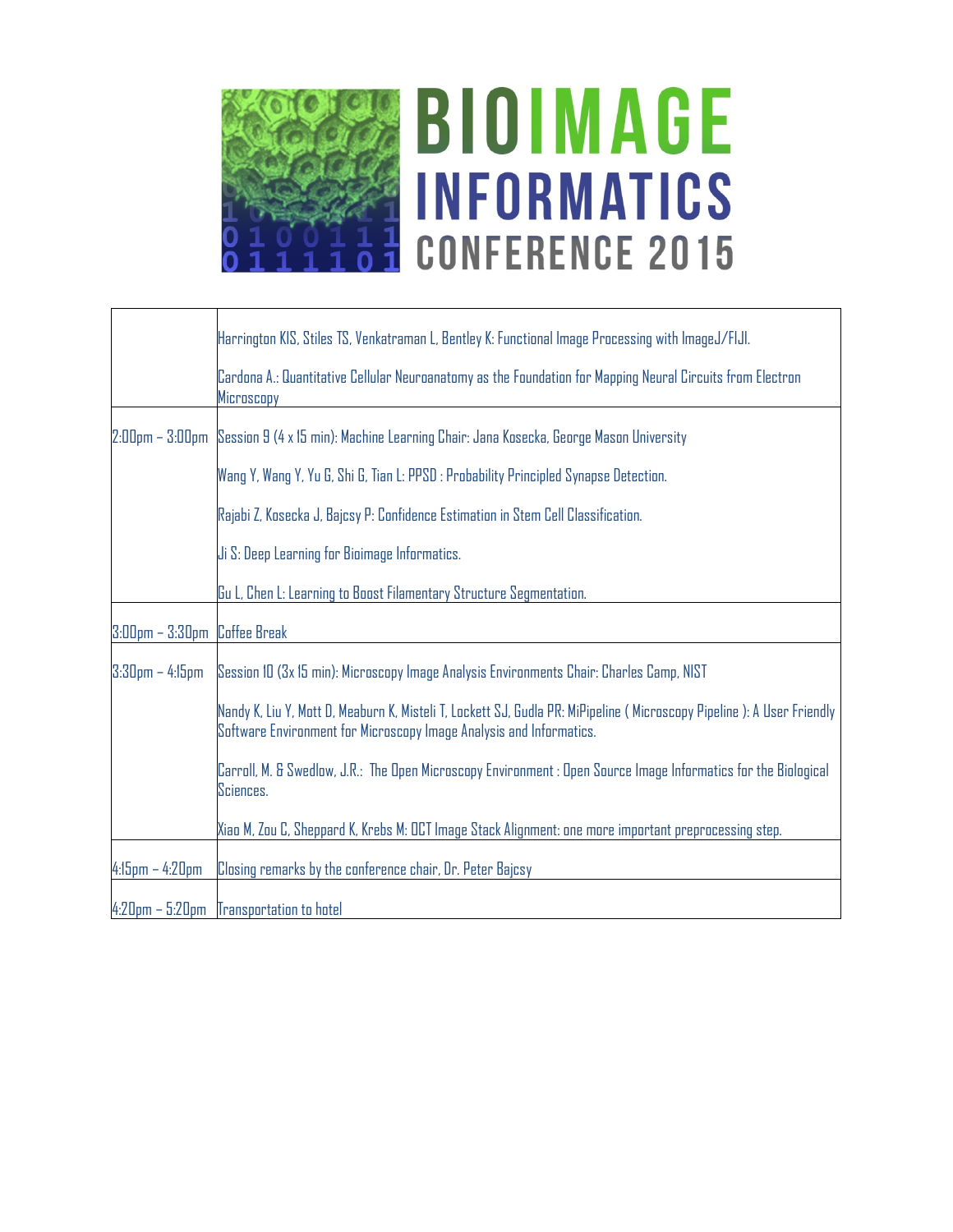# BIOIMAGE INFORMATICS CONFERENCE 2015

| | |
|---|---|
| | Harrington KIS, Stiles TS, Venkatraman L, Bentley K: Functional Image Processing with ImageJ/FIJI.<br><br>Cardona A.: Quantitative Cellular Neuroanatomy as the Foundation for Mapping Neural Circuits from Electron Microscopy |
| 2:00pm – 3:00pm | Session 9 (4 x 15 min): Machine Learning Chair: Jana Kosecka, George Mason University<br><br>Wang Y, Wang Y, Yu G, Shi G, Tian L: PPSD : Probability Principled Synapse Detection.<br><br>Rajabi Z, Kosecka J, Bajcsy P: Confidence Estimation in Stem Cell Classification.<br><br>Ji S: Deep Learning for Bioimage Informatics.<br><br>Gu L, Chen L: Learning to Boost Filamentary Structure Segmentation. |
| 3:00pm – 3:30pm | Coffee Break |
| 3:30pm – 4:15pm | Session 10 (3x 15 min): Microscopy Image Analysis Environments Chair: Charles Camp, NIST<br><br>Nandy K, Liu Y, Mott D, Meaburn K, Misteli T, Lockett SJ, Gudla PR: MiPipeline ( Microscopy Pipeline ): A User Friendly Software Environment for Microscopy Image Analysis and Informatics.<br><br>Carroll, M. & Swedlow, J.R.: The Open Microscopy Environment : Open Source Image Informatics for the Biological Sciences.<br><br>Xiao M, Zou C, Sheppard K, Krebs M: OCT Image Stack Alignment: one more important preprocessing step. |
| 4:15pm – 4:20pm | Closing remarks by the conference chair, Dr. Peter Bajcsy |
| 4:20pm – 5:20pm | Transportation to hotel |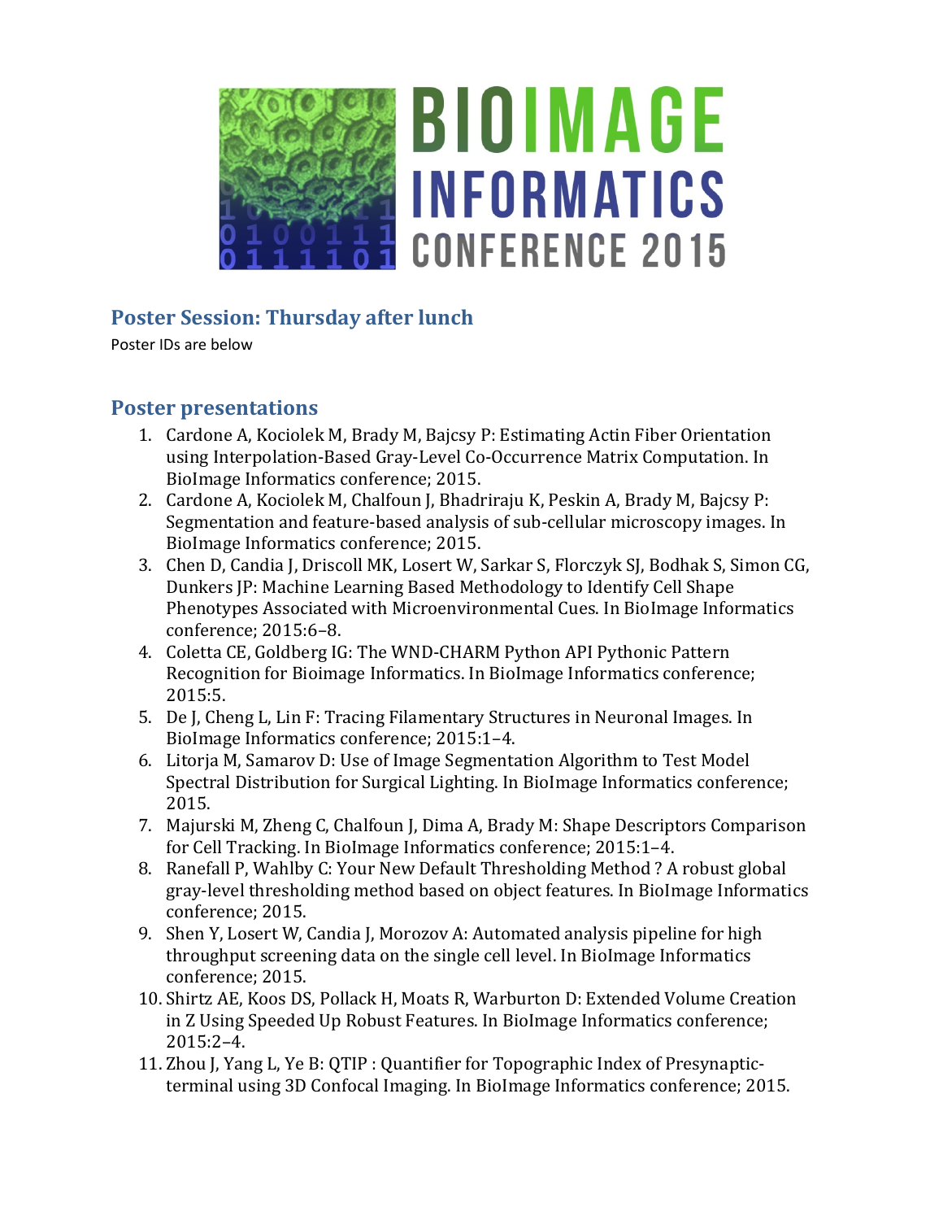## Poster Session: Thursday after lunch

Poster IDs are below

## Poster presentations

1. Cardone A, Kociolek M, Brady M, Bajcsy P: Estimating Actin Fiber Orientation using Interpolation-Based Gray-Level Co-Occurrence Matrix Computation. In BioImage Informatics conference; 2015.
2. Cardone A, Kociolek M, Chalfoun J, Bhadriraju K, Peskin A, Brady M, Bajcsy P: Segmentation and feature-based analysis of sub-cellular microscopy images. In BioImage Informatics conference; 2015.
3. Chen D, Candia J, Driscoll MK, Losert W, Sarkar S, Florczyk SJ, Bodhak S, Simon CG, Dunkers JP: Machine Learning Based Methodology to Identify Cell Shape Phenotypes Associated with Microenvironmental Cues. In BioImage Informatics conference; 2015:6–8.
4. Coletta CE, Goldberg IG: The WND-CHARM Python API Pythonic Pattern Recognition for Bioimage Informatics. In BioImage Informatics conference; 2015:5.
5. De J, Cheng L, Lin F: Tracing Filamentary Structures in Neuronal Images. In BioImage Informatics conference; 2015:1–4.
6. Litorja M, Samarov D: Use of Image Segmentation Algorithm to Test Model Spectral Distribution for Surgical Lighting. In BioImage Informatics conference; 2015.
7. Majurski M, Zheng C, Chalfoun J, Dima A, Brady M: Shape Descriptors Comparison for Cell Tracking. In BioImage Informatics conference; 2015:1–4.
8. Ranefall P, Wahlby C: Your New Default Thresholding Method ? A robust global gray-level thresholding method based on object features. In BioImage Informatics conference; 2015.
9. Shen Y, Losert W, Candia J, Morozov A: Automated analysis pipeline for high throughput screening data on the single cell level. In BioImage Informatics conference; 2015.
10. Shirtz AE, Koos DS, Pollack H, Moats R, Warburton D: Extended Volume Creation in Z Using Speeded Up Robust Features. In BioImage Informatics conference; 2015:2–4.
11. Zhou J, Yang L, Ye B: QTIP : Quantifier for Topographic Index of Presynaptic-terminal using 3D Confocal Imaging. In BioImage Informatics conference; 2015.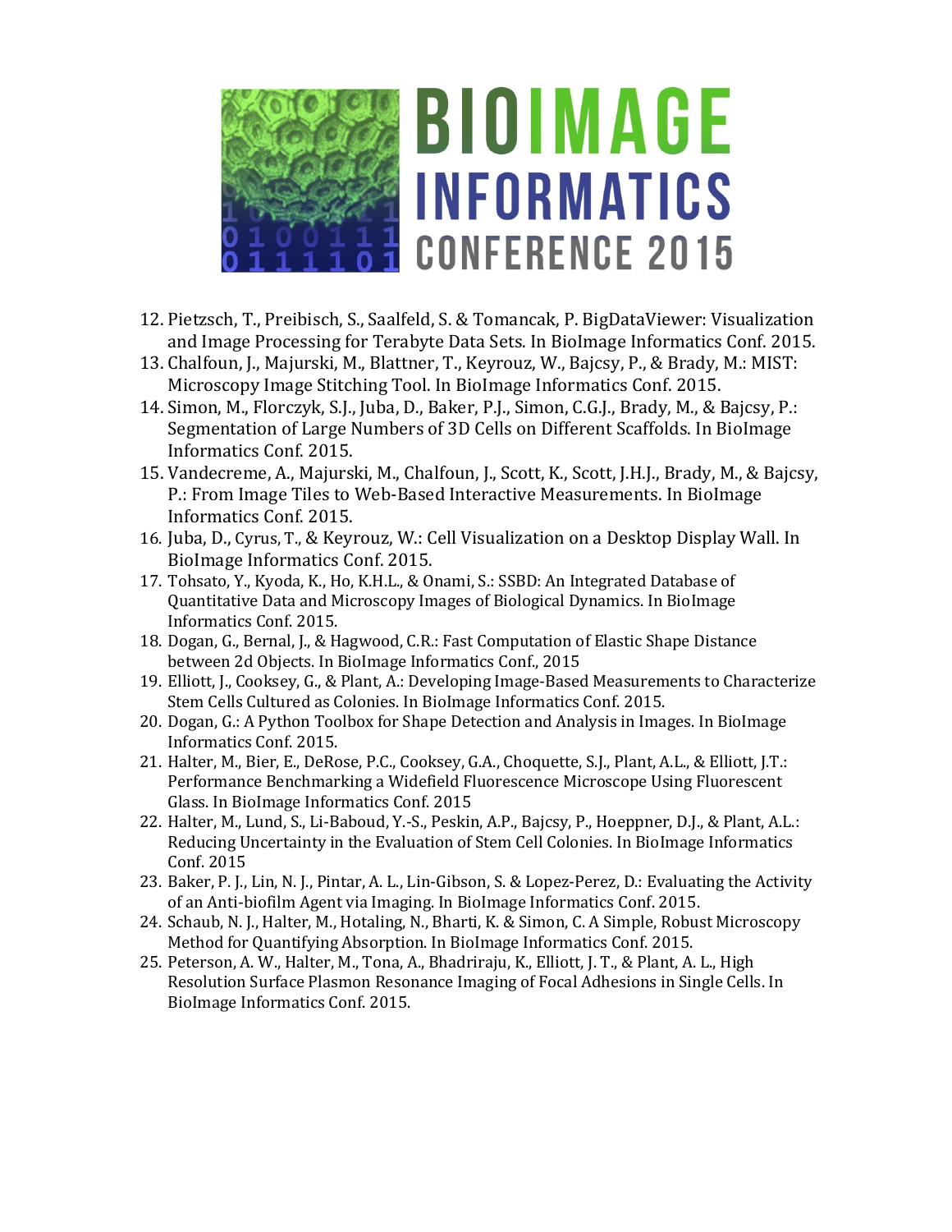12. Pietzsch, T., Preibisch, S., Saalfeld, S. & Tomancak, P. BigDataViewer: Visualization and Image Processing for Terabyte Data Sets. In BioImage Informatics Conf. 2015.
13. Chalfoun, J., Majurski, M., Blattner, T., Keyrouz, W., Bajcsy, P., & Brady, M.: MIST: Microscopy Image Stitching Tool. In BioImage Informatics Conf. 2015.
14. Simon, M., Florczyk, S.J., Juba, D., Baker, P.J., Simon, C.G.J., Brady, M., & Bajcsy, P.: Segmentation of Large Numbers of 3D Cells on Different Scaffolds. In BioImage Informatics Conf. 2015.
15. Vandecreme, A., Majurski, M., Chalfoun, J., Scott, K., Scott, J.H.J., Brady, M., & Bajcsy, P.: From Image Tiles to Web-Based Interactive Measurements. In BioImage Informatics Conf. 2015.
16. Juba, D., Cyrus, T., & Keyrouz, W.: Cell Visualization on a Desktop Display Wall. In BioImage Informatics Conf. 2015.
17. Tohsato, Y., Kyoda, K., Ho, K.H.L., & Onami, S.: SSBD: An Integrated Database of Quantitative Data and Microscopy Images of Biological Dynamics. In BioImage Informatics Conf. 2015.
18. Dogan, G., Bernal, J., & Hagwood, C.R.: Fast Computation of Elastic Shape Distance between 2d Objects. In BioImage Informatics Conf., 2015
19. Elliott, J., Cooksey, G., & Plant, A.: Developing Image-Based Measurements to Characterize Stem Cells Cultured as Colonies. In BioImage Informatics Conf. 2015.
20. Dogan, G.: A Python Toolbox for Shape Detection and Analysis in Images. In BioImage Informatics Conf. 2015.
21. Halter, M., Bier, E., DeRose, P.C., Cooksey, G.A., Choquette, S.J., Plant, A.L., & Elliott, J.T.: Performance Benchmarking a Widefield Fluorescence Microscope Using Fluorescent Glass. In BioImage Informatics Conf. 2015
22. Halter, M., Lund, S., Li-Baboud, Y.-S., Peskin, A.P., Bajcsy, P., Hoeppner, D.J., & Plant, A.L.: Reducing Uncertainty in the Evaluation of Stem Cell Colonies. In BioImage Informatics Conf. 2015
23. Baker, P. J., Lin, N. J., Pintar, A. L., Lin-Gibson, S. & Lopez-Perez, D.: Evaluating the Activity of an Anti-biofilm Agent via Imaging. In BioImage Informatics Conf. 2015.
24. Schaub, N. J., Halter, M., Hotaling, N., Bharti, K. & Simon, C. A Simple, Robust Microscopy Method for Quantifying Absorption. In BioImage Informatics Conf. 2015.
25. Peterson, A. W., Halter, M., Tona, A., Bhadriraju, K., Elliott, J. T., & Plant, A. L., High Resolution Surface Plasmon Resonance Imaging of Focal Adhesions in Single Cells. In BioImage Informatics Conf. 2015.